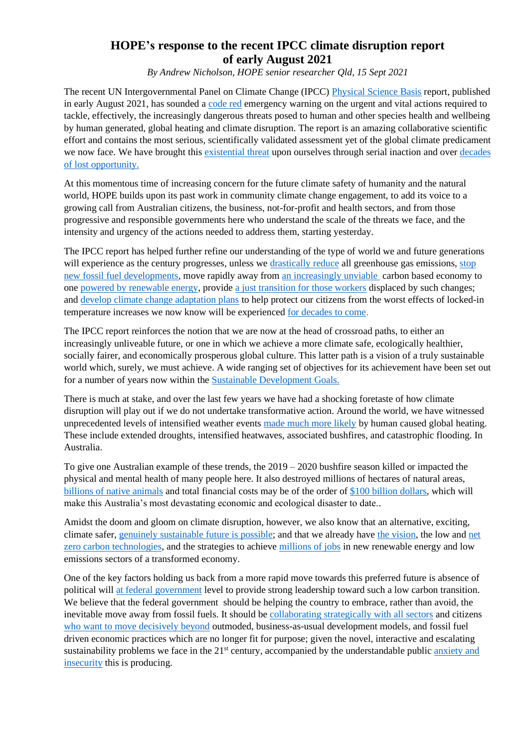# HOPE's response to the recent IPCC climate disruption report of early August 2021

*By Andrew Nicholson, HOPE senior researcher Qld, 15 Sept 2021*

The recent UN Intergovernmental Panel on Climate Change (IPCC) Physical Science Basis report, published in early August 2021, has sounded a code red emergency warning on the urgent and vital actions required to tackle, effectively, the increasingly dangerous threats posed to human and other species health and wellbeing by human generated, global heating and climate disruption. The report is an amazing collaborative scientific effort and contains the most serious, scientifically validated assessment yet of the global climate predicament we now face. We have brought this existential threat upon ourselves through serial inaction and over decades of lost opportunity.

At this momentous time of increasing concern for the future climate safety of humanity and the natural world, HOPE builds upon its past work in community climate change engagement, to add its voice to a growing call from Australian citizens, the business, not-for-profit and health sectors, and from those progressive and responsible governments here who understand the scale of the threats we face, and the intensity and urgency of the actions needed to address them, starting yesterday.

The IPCC report has helped further refine our understanding of the type of world we and future generations will experience as the century progresses, unless we drastically reduce all greenhouse gas emissions, stop new fossil fuel developments, move rapidly away from an increasingly unviable carbon based economy to one powered by renewable energy, provide a just transition for those workers displaced by such changes; and develop climate change adaptation plans to help protect our citizens from the worst effects of locked-in temperature increases we now know will be experienced for decades to come.

The IPCC report reinforces the notion that we are now at the head of crossroad paths, to either an increasingly unliveable future, or one in which we achieve a more climate safe, ecologically healthier, socially fairer, and economically prosperous global culture. This latter path is a vision of a truly sustainable world which, surely, we must achieve. A wide ranging set of objectives for its achievement have been set out for a number of years now within the Sustainable Development Goals.

There is much at stake, and over the last few years we have had a shocking foretaste of how climate disruption will play out if we do not undertake transformative action. Around the world, we have witnessed unprecedented levels of intensified weather events made much more likely by human caused global heating. These include extended droughts, intensified heatwaves, associated bushfires, and catastrophic flooding. In Australia.

To give one Australian example of these trends, the 2019 – 2020 bushfire season killed or impacted the physical and mental health of many people here. It also destroyed millions of hectares of natural areas, billions of native animals and total financial costs may be of the order of $100 billion dollars, which will make this Australia's most devastating economic and ecological disaster to date..

Amidst the doom and gloom on climate disruption, however, we also know that an alternative, exciting, climate safer, genuinely sustainable future is possible; and that we already have the vision, the low and net zero carbon technologies, and the strategies to achieve millions of jobs in new renewable energy and low emissions sectors of a transformed economy.

One of the key factors holding us back from a more rapid move towards this preferred future is absence of political will at federal government level to provide strong leadership toward such a low carbon transition. We believe that the federal government should be helping the country to embrace, rather than avoid, the inevitable move away from fossil fuels. It should be collaborating strategically with all sectors and citizens who want to move decisively beyond outmoded, business-as-usual development models, and fossil fuel driven economic practices which are no longer fit for purpose; given the novel, interactive and escalating sustainability problems we face in the 21st century, accompanied by the understandable public anxiety and insecurity this is producing.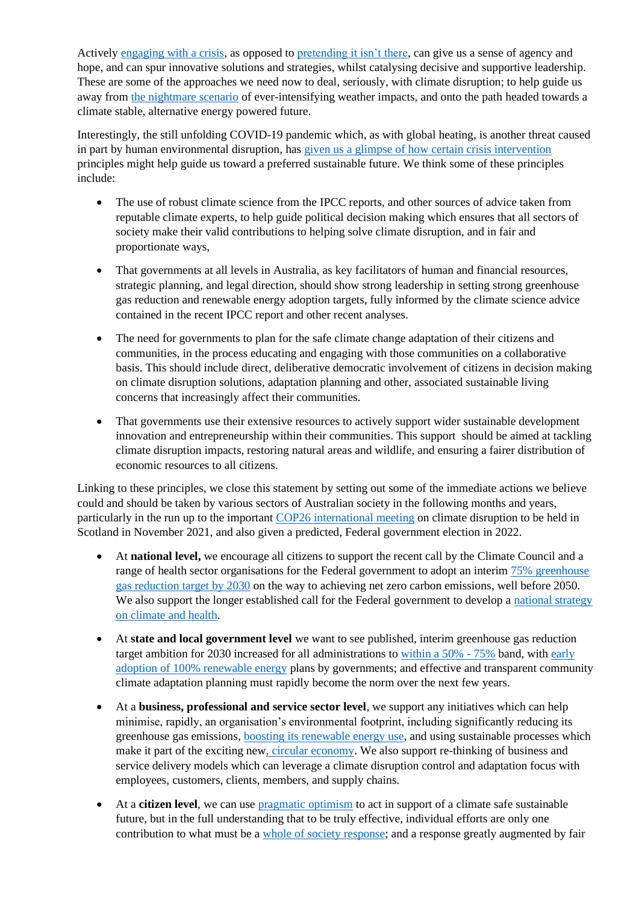Actively engaging with a crisis, as opposed to pretending it isn't there, can give us a sense of agency and hope, and can spur innovative solutions and strategies, whilst catalysing decisive and supportive leadership. These are some of the approaches we need now to deal, seriously, with climate disruption; to help guide us away from the nightmare scenario of ever-intensifying weather impacts, and onto the path headed towards a climate stable, alternative energy powered future.

Interestingly, the still unfolding COVID-19 pandemic which, as with global heating, is another threat caused in part by human environmental disruption, has given us a glimpse of how certain crisis intervention principles might help guide us toward a preferred sustainable future. We think some of these principles include:

- The use of robust climate science from the IPCC reports, and other sources of advice taken from reputable climate experts, to help guide political decision making which ensures that all sectors of society make their valid contributions to helping solve climate disruption, and in fair and proportionate ways,

- That governments at all levels in Australia, as key facilitators of human and financial resources, strategic planning, and legal direction, should show strong leadership in setting strong greenhouse gas reduction and renewable energy adoption targets, fully informed by the climate science advice contained in the recent IPCC report and other recent analyses.

- The need for governments to plan for the safe climate change adaptation of their citizens and communities, in the process educating and engaging with those communities on a collaborative basis. This should include direct, deliberative democratic involvement of citizens in decision making on climate disruption solutions, adaptation planning and other, associated sustainable living concerns that increasingly affect their communities.

- That governments use their extensive resources to actively support wider sustainable development innovation and entrepreneurship within their communities. This support should be aimed at tackling climate disruption impacts, restoring natural areas and wildlife, and ensuring a fairer distribution of economic resources to all citizens.

Linking to these principles, we close this statement by setting out some of the immediate actions we believe could and should be taken by various sectors of Australian society in the following months and years, particularly in the run up to the important COP26 international meeting on climate disruption to be held in Scotland in November 2021, and also given a predicted, Federal government election in 2022.

- At **national level,** we encourage all citizens to support the recent call by the Climate Council and a range of health sector organisations for the Federal government to adopt an interim 75% greenhouse gas reduction target by 2030 on the way to achieving net zero carbon emissions, well before 2050. We also support the longer established call for the Federal government to develop a national strategy on climate and health.

- At **state and local government level** we want to see published, interim greenhouse gas reduction target ambition for 2030 increased for all administrations to within a 50% - 75% band, with early adoption of 100% renewable energy plans by governments; and effective and transparent community climate adaptation planning must rapidly become the norm over the next few years.

- At a **business, professional and service sector level**, we support any initiatives which can help minimise, rapidly, an organisation's environmental footprint, including significantly reducing its greenhouse gas emissions, boosting its renewable energy use, and using sustainable processes which make it part of the exciting new, circular economy. We also support re-thinking of business and service delivery models which can leverage a climate disruption control and adaptation focus with employees, customers, clients, members, and supply chains.

- At a **citizen level**, we can use pragmatic optimism to act in support of a climate safe sustainable future, but in the full understanding that to be truly effective, individual efforts are only one contribution to what must be a whole of society response; and a response greatly augmented by fair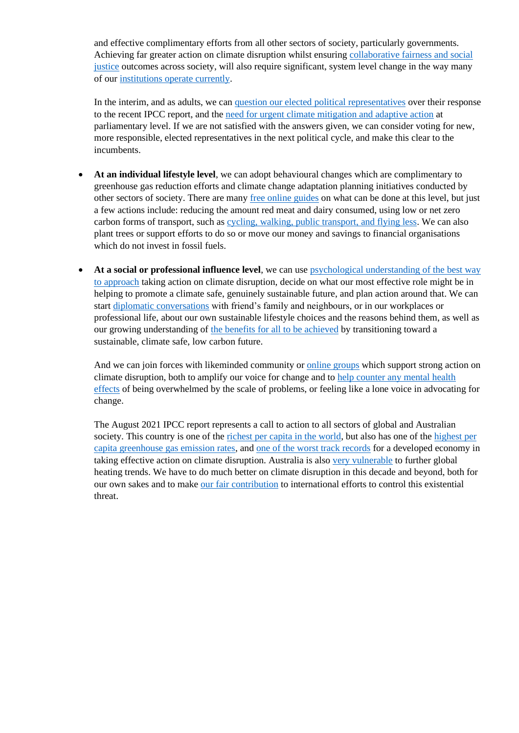and effective complimentary efforts from all other sectors of society, particularly governments. Achieving far greater action on climate disruption whilst ensuring collaborative fairness and social justice outcomes across society, will also require significant, system level change in the way many of our institutions operate currently.

In the interim, and as adults, we can question our elected political representatives over their response to the recent IPCC report, and the need for urgent climate mitigation and adaptive action at parliamentary level. If we are not satisfied with the answers given, we can consider voting for new, more responsible, elected representatives in the next political cycle, and make this clear to the incumbents.

- **At an individual lifestyle level**, we can adopt behavioural changes which are complimentary to greenhouse gas reduction efforts and climate change adaptation planning initiatives conducted by other sectors of society. There are many free online guides on what can be done at this level, but just a few actions include: reducing the amount red meat and dairy consumed, using low or net zero carbon forms of transport, such as cycling, walking, public transport, and flying less. We can also plant trees or support efforts to do so or move our money and savings to financial organisations which do not invest in fossil fuels.

- **At a social or professional influence level**, we can use psychological understanding of the best way to approach taking action on climate disruption, decide on what our most effective role might be in helping to promote a climate safe, genuinely sustainable future, and plan action around that. We can start diplomatic conversations with friend's family and neighbours, or in our workplaces or professional life, about our own sustainable lifestyle choices and the reasons behind them, as well as our growing understanding of the benefits for all to be achieved by transitioning toward a sustainable, climate safe, low carbon future.

  And we can join forces with likeminded community or online groups which support strong action on climate disruption, both to amplify our voice for change and to help counter any mental health effects of being overwhelmed by the scale of problems, or feeling like a lone voice in advocating for change.

  The August 2021 IPCC report represents a call to action to all sectors of global and Australian society. This country is one of the richest per capita in the world, but also has one of the highest per capita greenhouse gas emission rates, and one of the worst track records for a developed economy in taking effective action on climate disruption. Australia is also very vulnerable to further global heating trends. We have to do much better on climate disruption in this decade and beyond, both for our own sakes and to make our fair contribution to international efforts to control this existential threat.